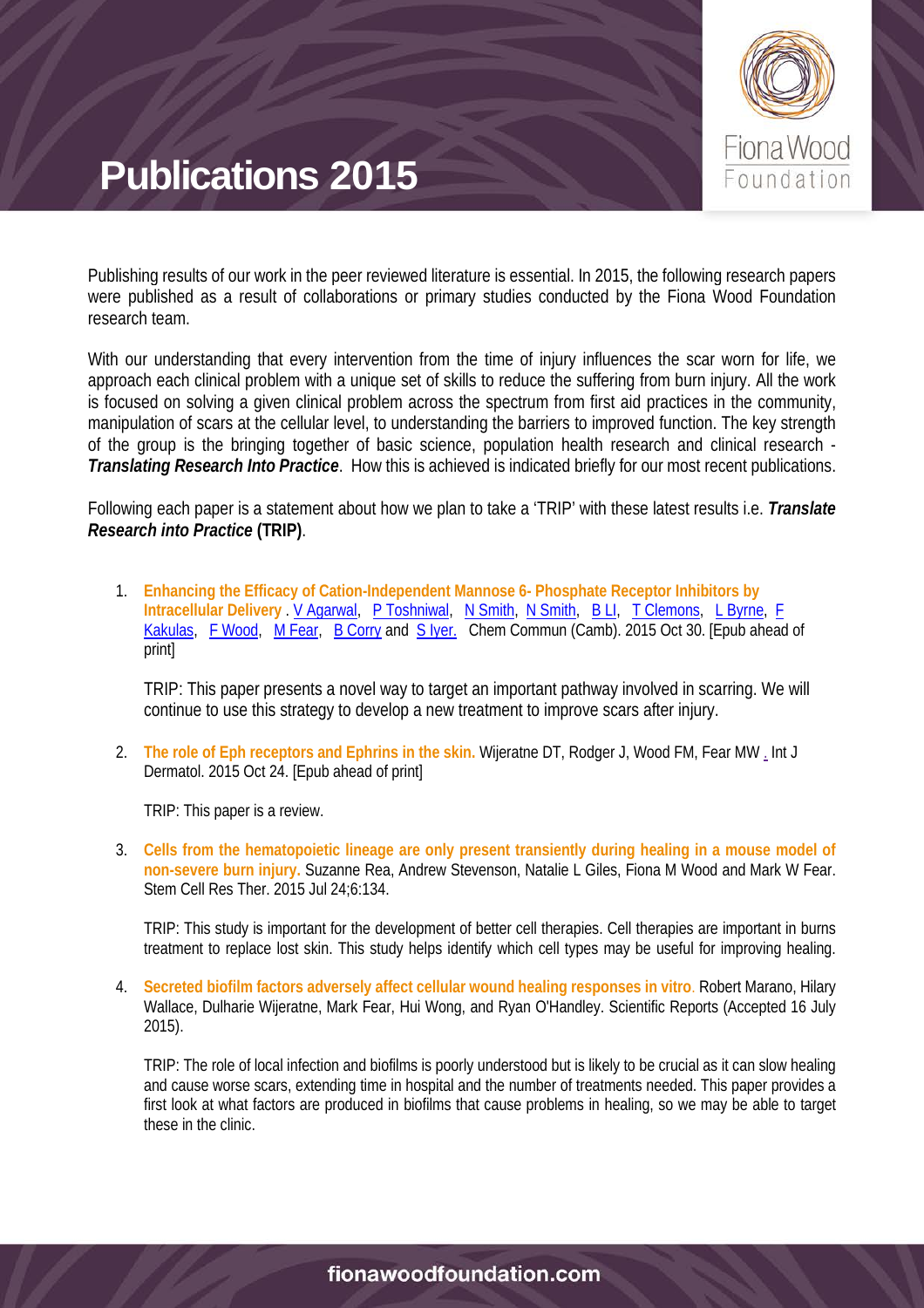# Publications 2015

Publishing results of our work in the peer reviewed literature is essential. In 2015, the following research papers were published as a result of collaborations or primary studies conducted by the Fiona Wood Foundation research team.

With our understanding that every intervention from the time of injury influences the scar worn for life, we approach each clinical problem with a unique set of skills to reduce the suffering from burn injury. All the work is focused on solving a given clinical problem across the spectrum from first aid practices in the community, manipulation of scars at the cellular level, to understanding the barriers to improved function. The key strength of the group is the bringing together of basic science, population health research and clinical research - ***Translating Research Into Practice***. How this is achieved is indicated briefly for our most recent publications.

Following each paper is a statement about how we plan to take a 'TRIP' with these latest results i.e. ***Translate Research into Practice* (TRIP)**.

1. **Enhancing the Efficacy of Cation-Independent Mannose 6- Phosphate Receptor Inhibitors by Intracellular Delivery** . V Agarwal, P Toshniwal, N Smith, N Smith, B LI, T Clemons, L Byrne, F Kakulas, F Wood, M Fear, B Corry and S Iyer. Chem Commun (Camb). 2015 Oct 30. [Epub ahead of print]

   TRIP: This paper presents a novel way to target an important pathway involved in scarring. We will continue to use this strategy to develop a new treatment to improve scars after injury.

2. **The role of Eph receptors and Ephrins in the skin.** Wijeratne DT, Rodger J, Wood FM, Fear MW . Int J Dermatol. 2015 Oct 24. [Epub ahead of print]

   TRIP: This paper is a review.

3. **Cells from the hematopoietic lineage are only present transiently during healing in a mouse model of non-severe burn injury.** Suzanne Rea, Andrew Stevenson, Natalie L Giles, Fiona M Wood and Mark W Fear. Stem Cell Res Ther. 2015 Jul 24;6:134.

   TRIP: This study is important for the development of better cell therapies. Cell therapies are important in burns treatment to replace lost skin. This study helps identify which cell types may be useful for improving healing.

4. **Secreted biofilm factors adversely affect cellular wound healing responses in vitro**. Robert Marano, Hilary Wallace, Dulharie Wijeratne, Mark Fear, Hui Wong, and Ryan O'Handley. Scientific Reports (Accepted 16 July 2015).

   TRIP: The role of local infection and biofilms is poorly understood but is likely to be crucial as it can slow healing and cause worse scars, extending time in hospital and the number of treatments needed. This paper provides a first look at what factors are produced in biofilms that cause problems in healing, so we may be able to target these in the clinic.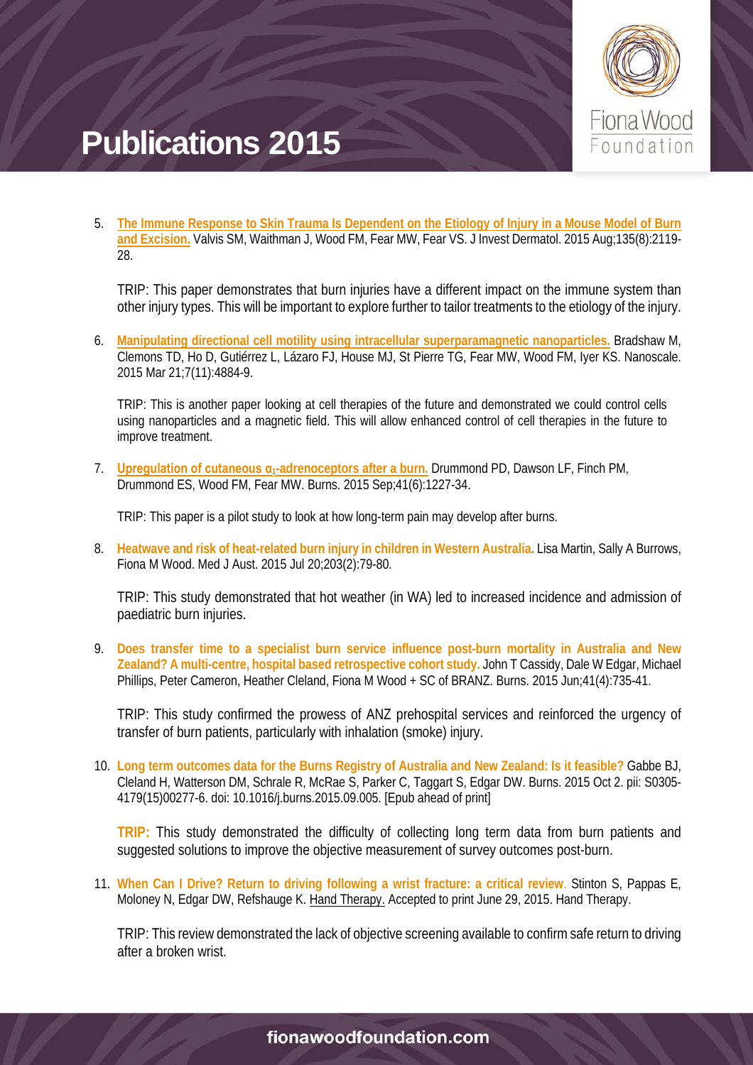# Publications 2015

5. **The Immune Response to Skin Trauma Is Dependent on the Etiology of Injury in a Mouse Model of Burn and Excision.** Valvis SM, Waithman J, Wood FM, Fear MW, Fear VS. J Invest Dermatol. 2015 Aug;135(8):2119-28.

   TRIP: This paper demonstrates that burn injuries have a different impact on the immune system than other injury types. This will be important to explore further to tailor treatments to the etiology of the injury.

6. **Manipulating directional cell motility using intracellular superparamagnetic nanoparticles.** Bradshaw M, Clemons TD, Ho D, Gutiérrez L, Lázaro FJ, House MJ, St Pierre TG, Fear MW, Wood FM, Iyer KS. Nanoscale. 2015 Mar 21;7(11):4884-9.

   TRIP: This is another paper looking at cell therapies of the future and demonstrated we could control cells using nanoparticles and a magnetic field. This will allow enhanced control of cell therapies in the future to improve treatment.

7. **Upregulation of cutaneous $\alpha_1$-adrenoceptors after a burn.** Drummond PD, Dawson LF, Finch PM, Drummond ES, Wood FM, Fear MW. Burns. 2015 Sep;41(6):1227-34.

   TRIP: This paper is a pilot study to look at how long-term pain may develop after burns.

8. **Heatwave and risk of heat-related burn injury in children in Western Australia.** Lisa Martin, Sally A Burrows, Fiona M Wood. Med J Aust. 2015 Jul 20;203(2):79-80.

   TRIP: This study demonstrated that hot weather (in WA) led to increased incidence and admission of paediatric burn injuries.

9. **Does transfer time to a specialist burn service influence post-burn mortality in Australia and New Zealand? A multi-centre, hospital based retrospective cohort study.** John T Cassidy, Dale W Edgar, Michael Phillips, Peter Cameron, Heather Cleland, Fiona M Wood + SC of BRANZ. Burns. 2015 Jun;41(4):735-41.

   TRIP: This study confirmed the prowess of ANZ prehospital services and reinforced the urgency of transfer of burn patients, particularly with inhalation (smoke) injury.

10. **Long term outcomes data for the Burns Registry of Australia and New Zealand: Is it feasible?** Gabbe BJ, Cleland H, Watterson DM, Schrale R, McRae S, Parker C, Taggart S, Edgar DW. Burns. 2015 Oct 2. pii: S0305-4179(15)00277-6. doi: 10.1016/j.burns.2015.09.005. [Epub ahead of print]

    **TRIP:** This study demonstrated the difficulty of collecting long term data from burn patients and suggested solutions to improve the objective measurement of survey outcomes post-burn.

11. **When Can I Drive? Return to driving following a wrist fracture: a critical review**. Stinton S, Pappas E, Moloney N, Edgar DW, Refshauge K. Hand Therapy. Accepted to print June 29, 2015. Hand Therapy.

    TRIP: This review demonstrated the lack of objective screening available to confirm safe return to driving after a broken wrist.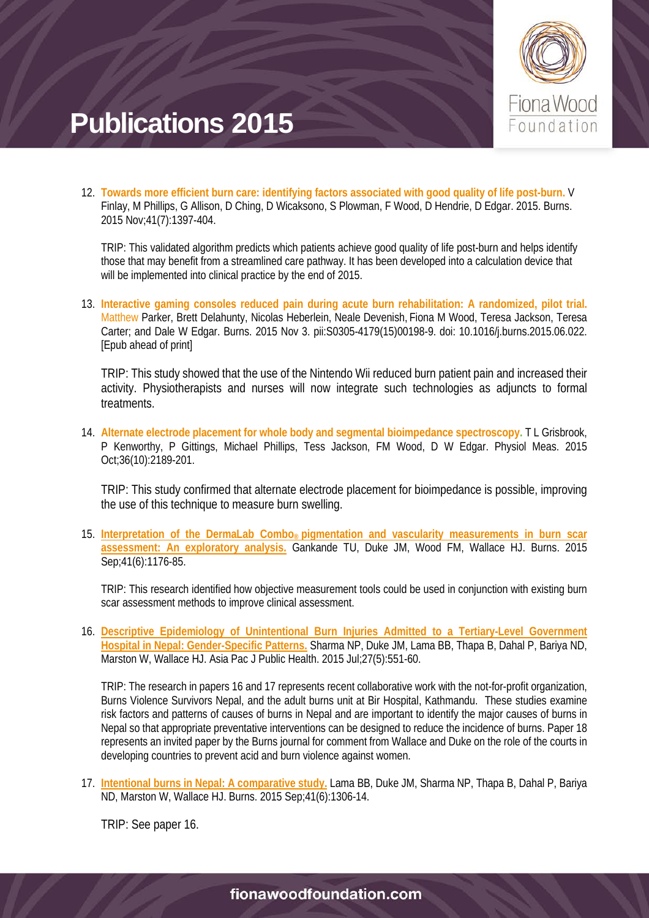# Publications 2015

12. **Towards more efficient burn care: identifying factors associated with good quality of life post-burn.** V Finlay, M Phillips, G Allison, D Ching, D Wicaksono, S Plowman, F Wood, D Hendrie, D Edgar. 2015. Burns. 2015 Nov;41(7):1397-404.

    TRIP: This validated algorithm predicts which patients achieve good quality of life post-burn and helps identify those that may benefit from a streamlined care pathway. It has been developed into a calculation device that will be implemented into clinical practice by the end of 2015.

13. **Interactive gaming consoles reduced pain during acute burn rehabilitation: A randomized, pilot trial.** Matthew Parker, Brett Delahunty, Nicolas Heberlein, Neale Devenish, Fiona M Wood, Teresa Jackson, Teresa Carter; and Dale W Edgar. Burns. 2015 Nov 3. pii:S0305-4179(15)00198-9. doi: 10.1016/j.burns.2015.06.022. [Epub ahead of print]

    TRIP: This study showed that the use of the Nintendo Wii reduced burn patient pain and increased their activity. Physiotherapists and nurses will now integrate such technologies as adjuncts to formal treatments.

14. **Alternate electrode placement for whole body and segmental bioimpedance spectroscopy.** T L Grisbrook, P Kenworthy, P Gittings, Michael Phillips, Tess Jackson, FM Wood, D W Edgar. Physiol Meas. 2015 Oct;36(10):2189-201.

    TRIP: This study confirmed that alternate electrode placement for bioimpedance is possible, improving the use of this technique to measure burn swelling.

15. **Interpretation of the DermaLab Combo® pigmentation and vascularity measurements in burn scar assessment: An exploratory analysis.** Gankande TU, Duke JM, Wood FM, Wallace HJ. Burns. 2015 Sep;41(6):1176-85.

    TRIP: This research identified how objective measurement tools could be used in conjunction with existing burn scar assessment methods to improve clinical assessment.

16. **Descriptive Epidemiology of Unintentional Burn Injuries Admitted to a Tertiary-Level Government Hospital in Nepal: Gender-Specific Patterns.** Sharma NP, Duke JM, Lama BB, Thapa B, Dahal P, Bariya ND, Marston W, Wallace HJ. Asia Pac J Public Health. 2015 Jul;27(5):551-60.

    TRIP: The research in papers 16 and 17 represents recent collaborative work with the not-for-profit organization, Burns Violence Survivors Nepal, and the adult burns unit at Bir Hospital, Kathmandu. These studies examine risk factors and patterns of causes of burns in Nepal and are important to identify the major causes of burns in Nepal so that appropriate preventative interventions can be designed to reduce the incidence of burns. Paper 18 represents an invited paper by the Burns journal for comment from Wallace and Duke on the role of the courts in developing countries to prevent acid and burn violence against women.

17. **Intentional burns in Nepal: A comparative study.** Lama BB, Duke JM, Sharma NP, Thapa B, Dahal P, Bariya ND, Marston W, Wallace HJ. Burns. 2015 Sep;41(6):1306-14.

    TRIP: See paper 16.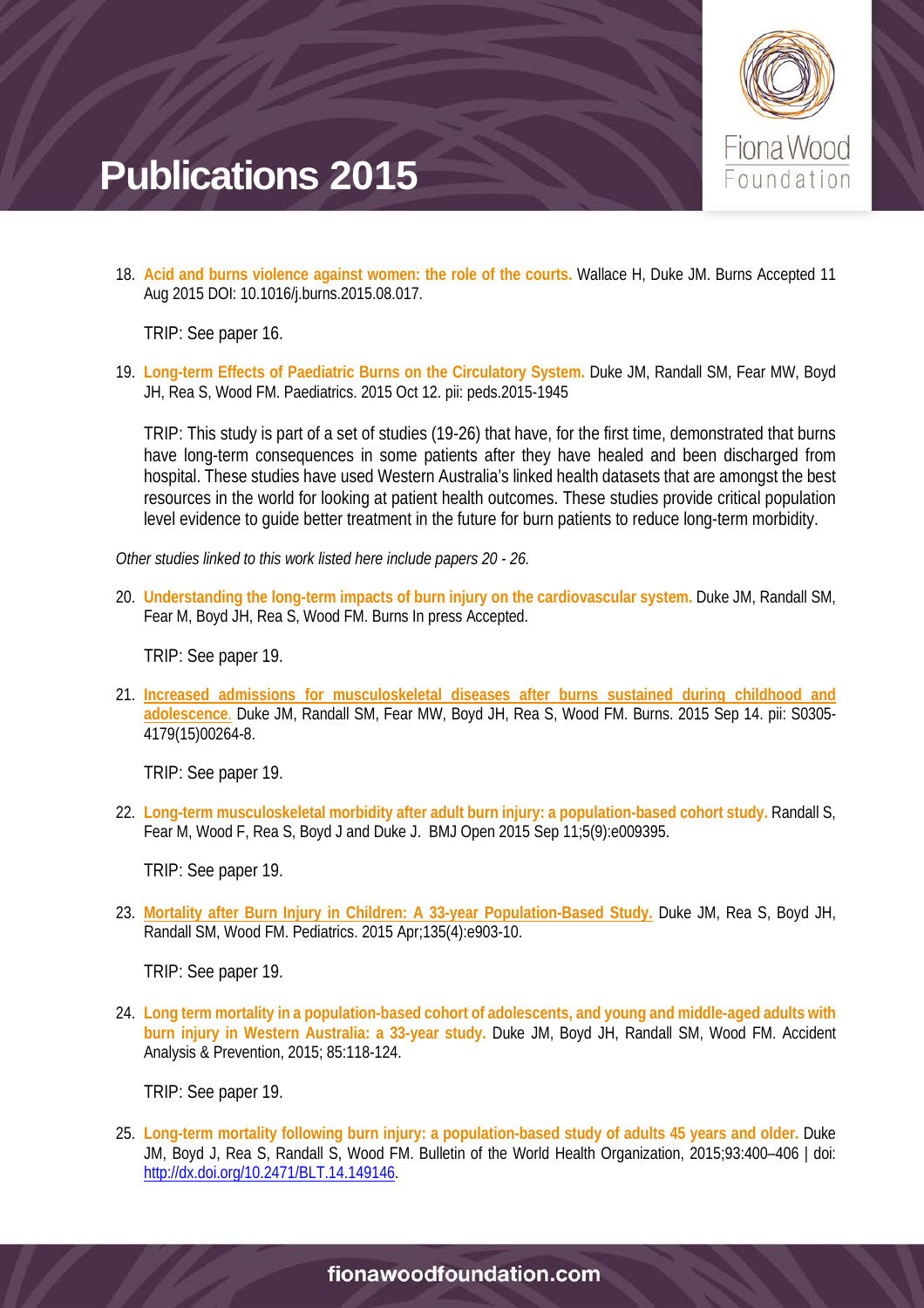# Publications 2015

18. **Acid and burns violence against women: the role of the courts.** Wallace H, Duke JM. Burns Accepted 11 Aug 2015 DOI: 10.1016/j.burns.2015.08.017.

    TRIP: See paper 16.

19. **Long-term Effects of Paediatric Burns on the Circulatory System.** Duke JM, Randall SM, Fear MW, Boyd JH, Rea S, Wood FM. Paediatrics. 2015 Oct 12. pii: peds.2015-1945

    TRIP: This study is part of a set of studies (19-26) that have, for the first time, demonstrated that burns have long-term consequences in some patients after they have healed and been discharged from hospital. These studies have used Western Australia's linked health datasets that are amongst the best resources in the world for looking at patient health outcomes. These studies provide critical population level evidence to guide better treatment in the future for burn patients to reduce long-term morbidity.

*Other studies linked to this work listed here include papers 20 - 26.*

20. **Understanding the long-term impacts of burn injury on the cardiovascular system.** Duke JM, Randall SM, Fear M, Boyd JH, Rea S, Wood FM. Burns In press Accepted.

    TRIP: See paper 19.

21. **Increased admissions for musculoskeletal diseases after burns sustained during childhood and adolescence**. Duke JM, Randall SM, Fear MW, Boyd JH, Rea S, Wood FM. Burns. 2015 Sep 14. pii: S0305-4179(15)00264-8.

    TRIP: See paper 19.

22. **Long-term musculoskeletal morbidity after adult burn injury: a population-based cohort study.** Randall S, Fear M, Wood F, Rea S, Boyd J and Duke J. BMJ Open 2015 Sep 11;5(9):e009395.

    TRIP: See paper 19.

23. **Mortality after Burn Injury in Children: A 33-year Population-Based Study.** Duke JM, Rea S, Boyd JH, Randall SM, Wood FM. Pediatrics. 2015 Apr;135(4):e903-10.

    TRIP: See paper 19.

24. **Long term mortality in a population-based cohort of adolescents, and young and middle-aged adults with burn injury in Western Australia: a 33-year study.** Duke JM, Boyd JH, Randall SM, Wood FM. Accident Analysis & Prevention, 2015; 85:118-124.

    TRIP: See paper 19.

25. **Long-term mortality following burn injury: a population-based study of adults 45 years and older.** Duke JM, Boyd J, Rea S, Randall S, Wood FM. Bulletin of the World Health Organization, 2015;93:400–406 | doi: http://dx.doi.org/10.2471/BLT.14.149146.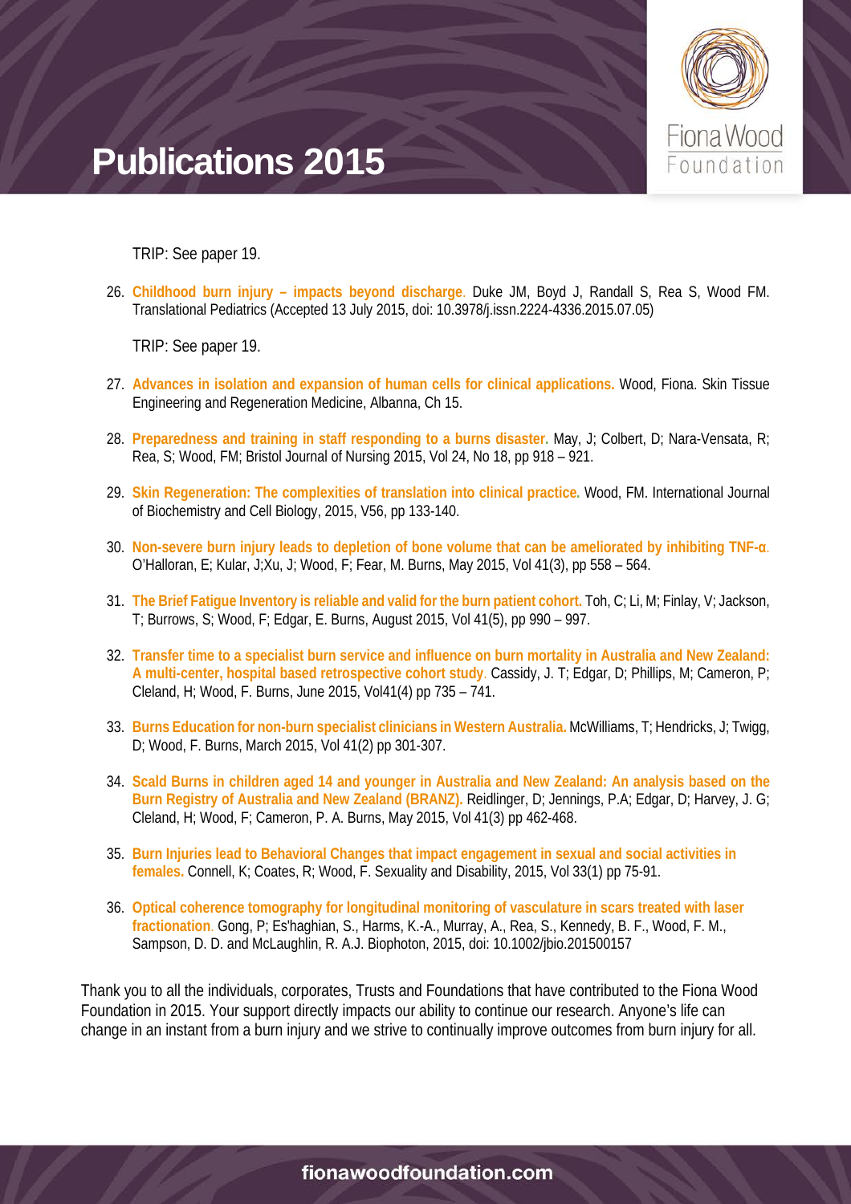# Publications 2015

TRIP: See paper 19.

26. **Childhood burn injury – impacts beyond discharge**. Duke JM, Boyd J, Randall S, Rea S, Wood FM. Translational Pediatrics (Accepted 13 July 2015, doi: 10.3978/j.issn.2224-4336.2015.07.05)

    TRIP: See paper 19.

27. **Advances in isolation and expansion of human cells for clinical applications.** Wood, Fiona. Skin Tissue Engineering and Regeneration Medicine, Albanna, Ch 15.

28. **Preparedness and training in staff responding to a burns disaster.** May, J; Colbert, D; Nara-Vensata, R; Rea, S; Wood, FM; Bristol Journal of Nursing 2015, Vol 24, No 18, pp 918 – 921.

29. **Skin Regeneration: The complexities of translation into clinical practice.** Wood, FM. International Journal of Biochemistry and Cell Biology, 2015, V56, pp 133-140.

30. **Non-severe burn injury leads to depletion of bone volume that can be ameliorated by inhibiting TNF-α**. O'Halloran, E; Kular, J;Xu, J; Wood, F; Fear, M. Burns, May 2015, Vol 41(3), pp 558 – 564.

31. **The Brief Fatigue Inventory is reliable and valid for the burn patient cohort.** Toh, C; Li, M; Finlay, V; Jackson, T; Burrows, S; Wood, F; Edgar, E. Burns, August 2015, Vol 41(5), pp 990 – 997.

32. **Transfer time to a specialist burn service and influence on burn mortality in Australia and New Zealand: A multi-center, hospital based retrospective cohort study**. Cassidy, J. T; Edgar, D; Phillips, M; Cameron, P; Cleland, H; Wood, F. Burns, June 2015, Vol41(4) pp 735 – 741.

33. **Burns Education for non-burn specialist clinicians in Western Australia.** McWilliams, T; Hendricks, J; Twigg, D; Wood, F. Burns, March 2015, Vol 41(2) pp 301-307.

34. **Scald Burns in children aged 14 and younger in Australia and New Zealand: An analysis based on the Burn Registry of Australia and New Zealand (BRANZ).** Reidlinger, D; Jennings, P.A; Edgar, D; Harvey, J. G; Cleland, H; Wood, F; Cameron, P. A. Burns, May 2015, Vol 41(3) pp 462-468.

35. **Burn Injuries lead to Behavioral Changes that impact engagement in sexual and social activities in females.** Connell, K; Coates, R; Wood, F. Sexuality and Disability, 2015, Vol 33(1) pp 75-91.

36. **Optical coherence tomography for longitudinal monitoring of vasculature in scars treated with laser fractionation**. Gong, P; Es'haghian, S., Harms, K.-A., Murray, A., Rea, S., Kennedy, B. F., Wood, F. M., Sampson, D. D. and McLaughlin, R. A.J. Biophoton, 2015, doi: 10.1002/jbio.201500157

Thank you to all the individuals, corporates, Trusts and Foundations that have contributed to the Fiona Wood Foundation in 2015. Your support directly impacts our ability to continue our research. Anyone's life can change in an instant from a burn injury and we strive to continually improve outcomes from burn injury for all.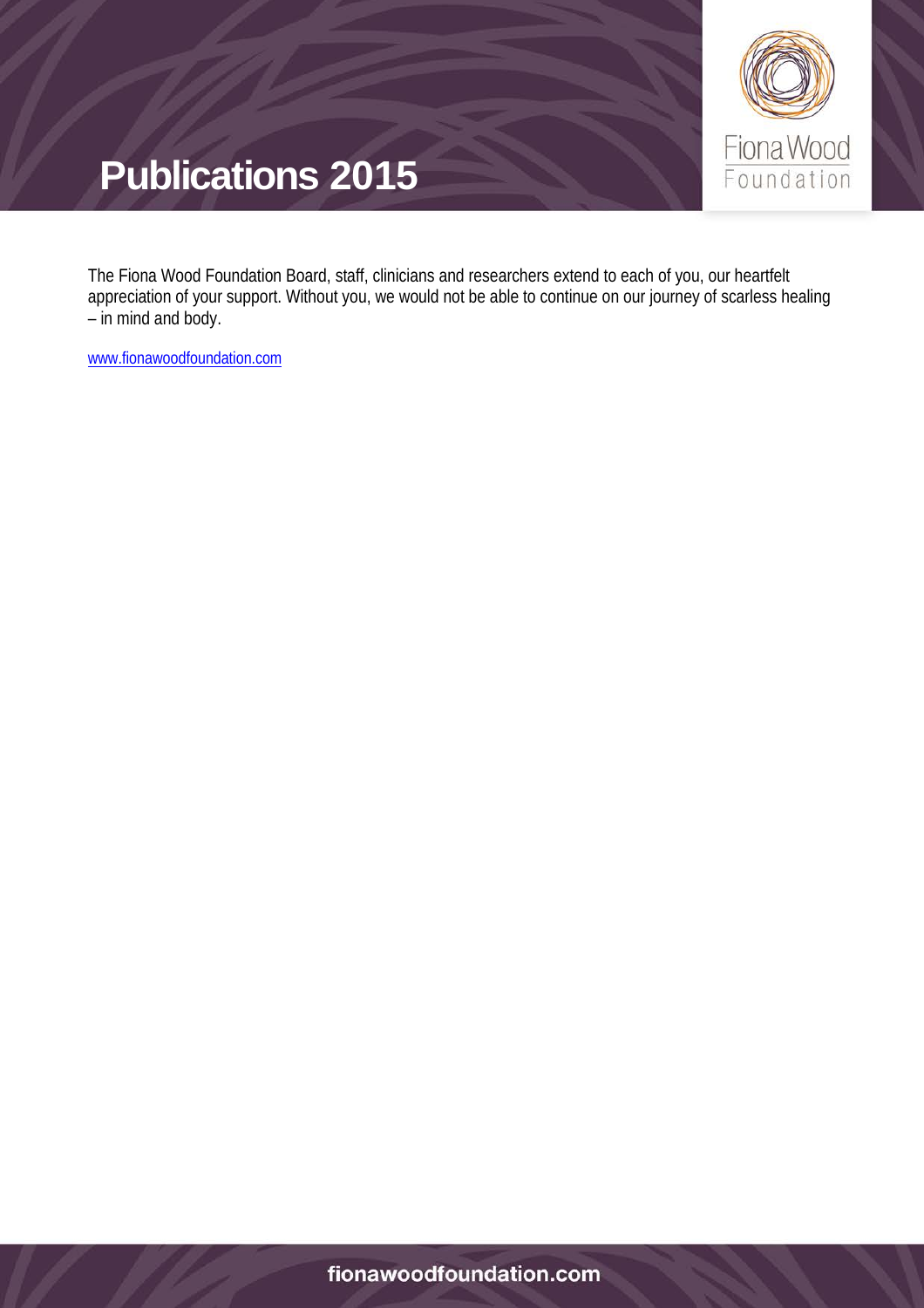# Publications 2015

The Fiona Wood Foundation Board, staff, clinicians and researchers extend to each of you, our heartfelt appreciation of your support. Without you, we would not be able to continue on our journey of scarless healing – in mind and body.

www.fionawoodfoundation.com